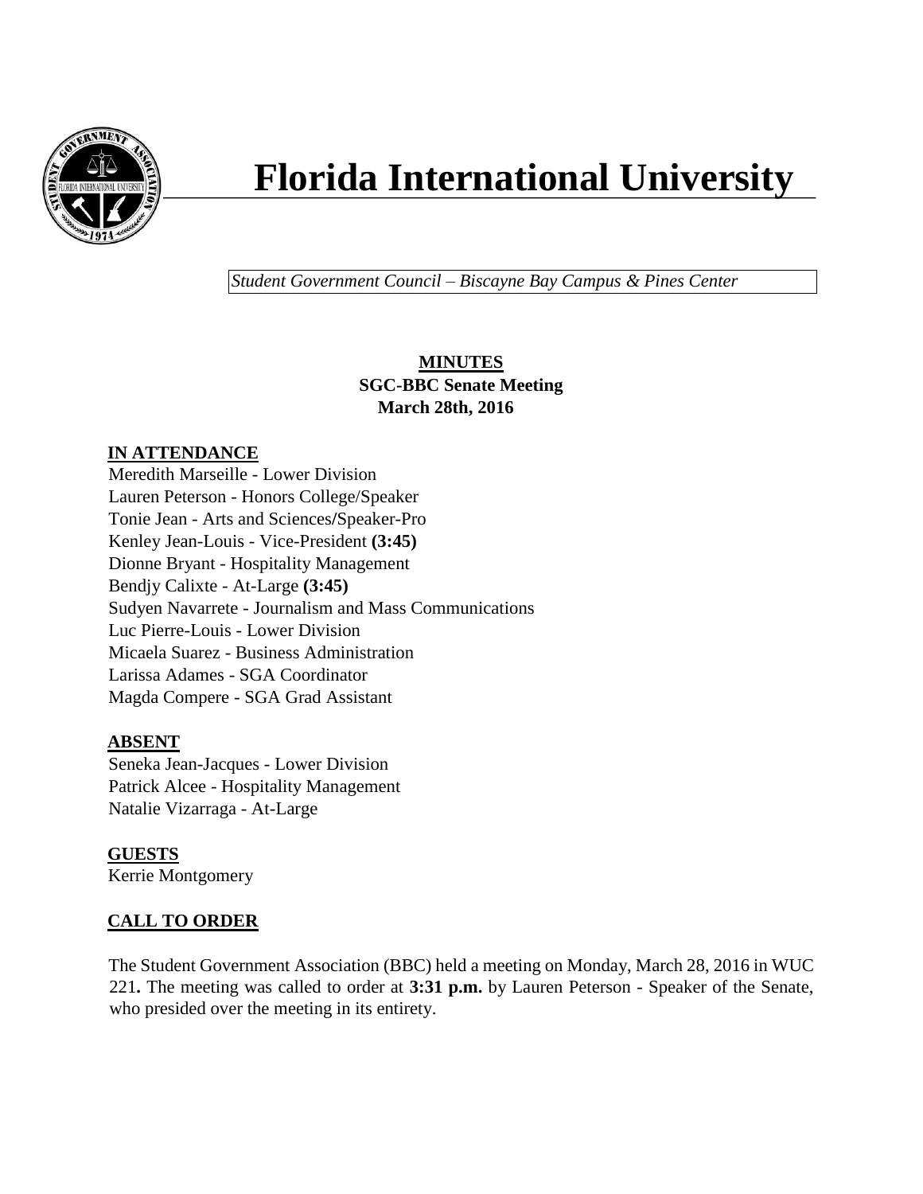# Florida International University

*Student Government Council – Biscayne Bay Campus & Pines Center*

**MINUTES**
**SGC-BBC Senate Meeting**
**March 28th, 2016**

## IN ATTENDANCE

Meredith Marseille - Lower Division
Lauren Peterson - Honors College/Speaker
Tonie Jean - Arts and Sciences/Speaker-Pro
Kenley Jean-Louis - Vice-President **(3:45)**
Dionne Bryant - Hospitality Management
Bendjy Calixte - At-Large **(3:45)**
Sudyen Navarrete - Journalism and Mass Communications
Luc Pierre-Louis - Lower Division
Micaela Suarez - Business Administration
Larissa Adames - SGA Coordinator
Magda Compere - SGA Grad Assistant

## ABSENT

Seneka Jean-Jacques - Lower Division
Patrick Alcee - Hospitality Management
Natalie Vizarraga - At-Large

## GUESTS

Kerrie Montgomery

## CALL TO ORDER

The Student Government Association (BBC) held a meeting on Monday, March 28, 2016 in WUC 221**.** The meeting was called to order at **3:31 p.m.** by Lauren Peterson - Speaker of the Senate, who presided over the meeting in its entirety.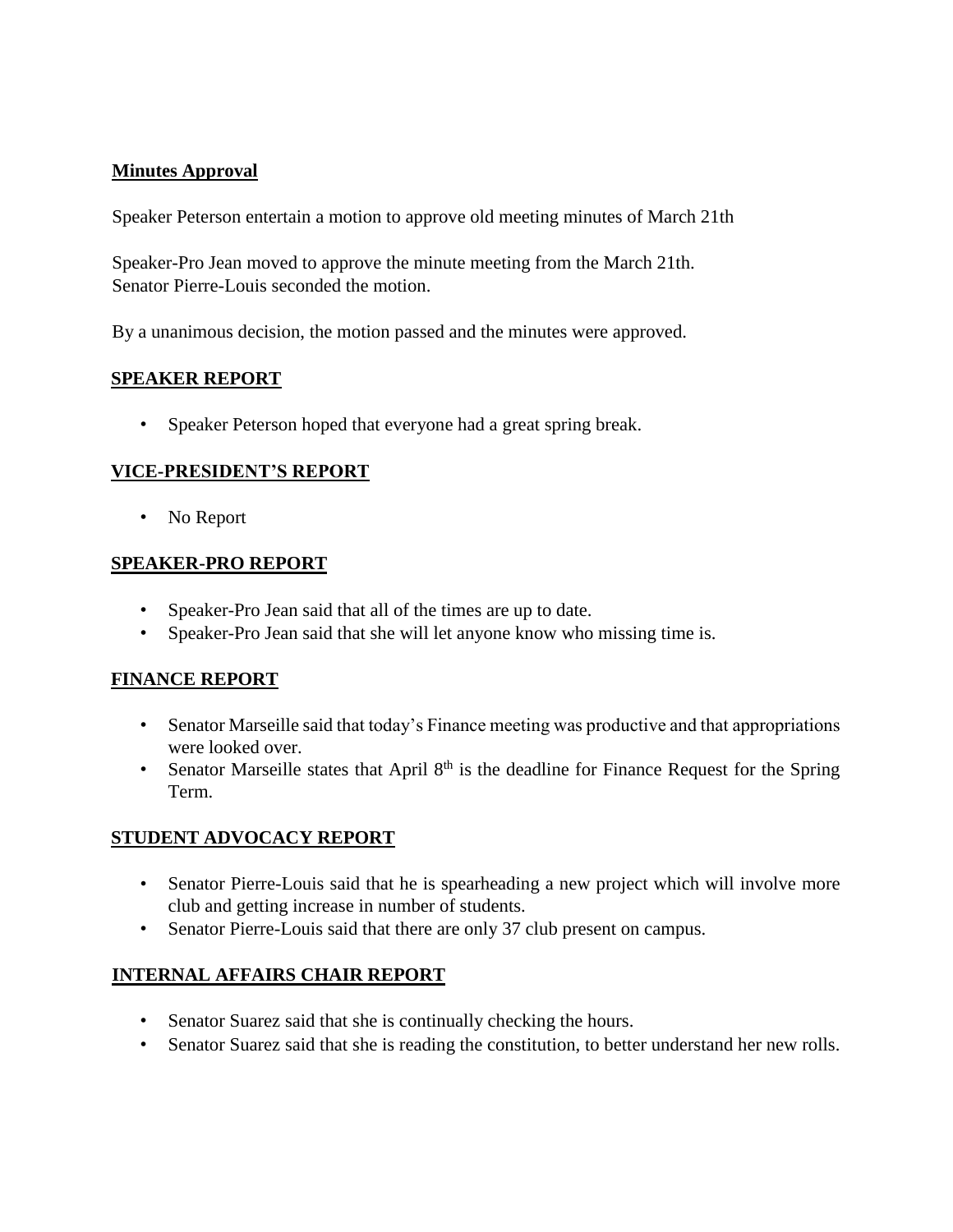**Minutes Approval**

Speaker Peterson entertain a motion to approve old meeting minutes of March 21th

Speaker-Pro Jean moved to approve the minute meeting from the March 21th.
Senator Pierre-Louis seconded the motion.

By a unanimous decision, the motion passed and the minutes were approved.

## SPEAKER REPORT

- Speaker Peterson hoped that everyone had a great spring break.

## VICE-PRESIDENT'S REPORT

- No Report

## SPEAKER-PRO REPORT

- Speaker-Pro Jean said that all of the times are up to date.
- Speaker-Pro Jean said that she will let anyone know who missing time is.

## FINANCE REPORT

- Senator Marseille said that today's Finance meeting was productive and that appropriations were looked over.
- Senator Marseille states that April 8th is the deadline for Finance Request for the Spring Term.

## STUDENT ADVOCACY REPORT

- Senator Pierre-Louis said that he is spearheading a new project which will involve more club and getting increase in number of students.
- Senator Pierre-Louis said that there are only 37 club present on campus.

## INTERNAL AFFAIRS CHAIR REPORT

- Senator Suarez said that she is continually checking the hours.
- Senator Suarez said that she is reading the constitution, to better understand her new rolls.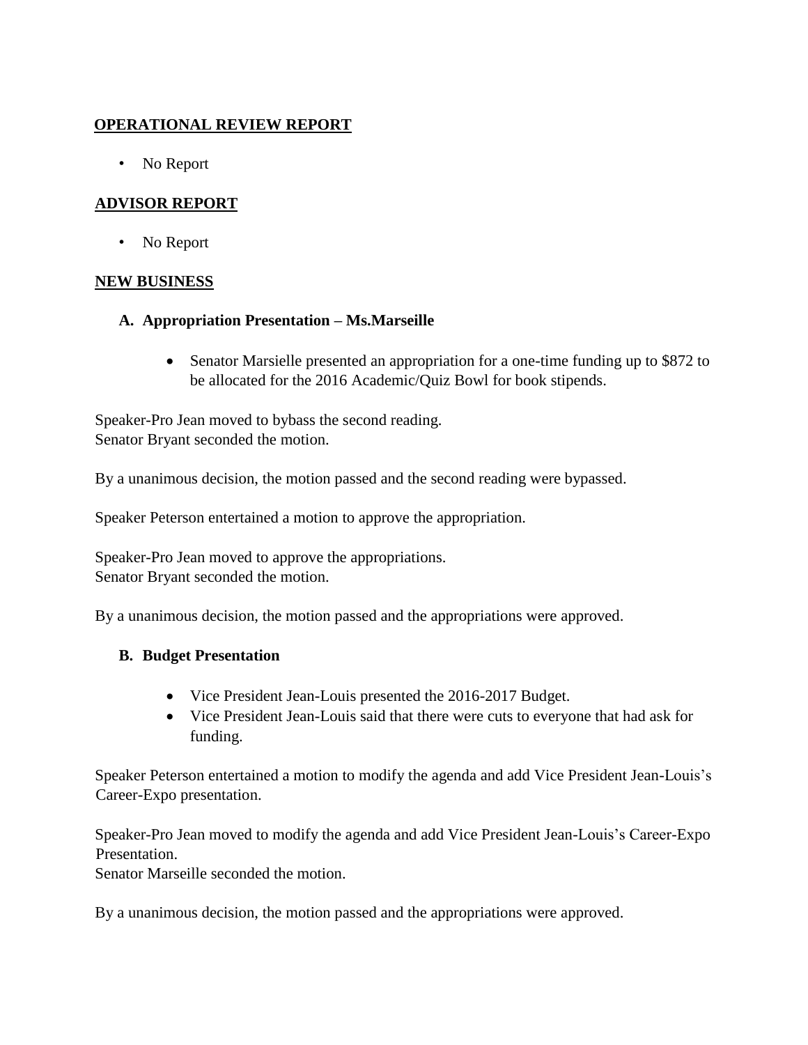## OPERATIONAL REVIEW REPORT

- No Report

## ADVISOR REPORT

- No Report

## NEW BUSINESS

### A. Appropriation Presentation – Ms.Marseille

- Senator Marsielle presented an appropriation for a one-time funding up to $872 to be allocated for the 2016 Academic/Quiz Bowl for book stipends.

Speaker-Pro Jean moved to bybass the second reading.
Senator Bryant seconded the motion.

By a unanimous decision, the motion passed and the second reading were bypassed.

Speaker Peterson entertained a motion to approve the appropriation.

Speaker-Pro Jean moved to approve the appropriations.
Senator Bryant seconded the motion.

By a unanimous decision, the motion passed and the appropriations were approved.

### B. Budget Presentation

- Vice President Jean-Louis presented the 2016-2017 Budget.
- Vice President Jean-Louis said that there were cuts to everyone that had ask for funding.

Speaker Peterson entertained a motion to modify the agenda and add Vice President Jean-Louis's Career-Expo presentation.

Speaker-Pro Jean moved to modify the agenda and add Vice President Jean-Louis's Career-Expo Presentation.
Senator Marseille seconded the motion.

By a unanimous decision, the motion passed and the appropriations were approved.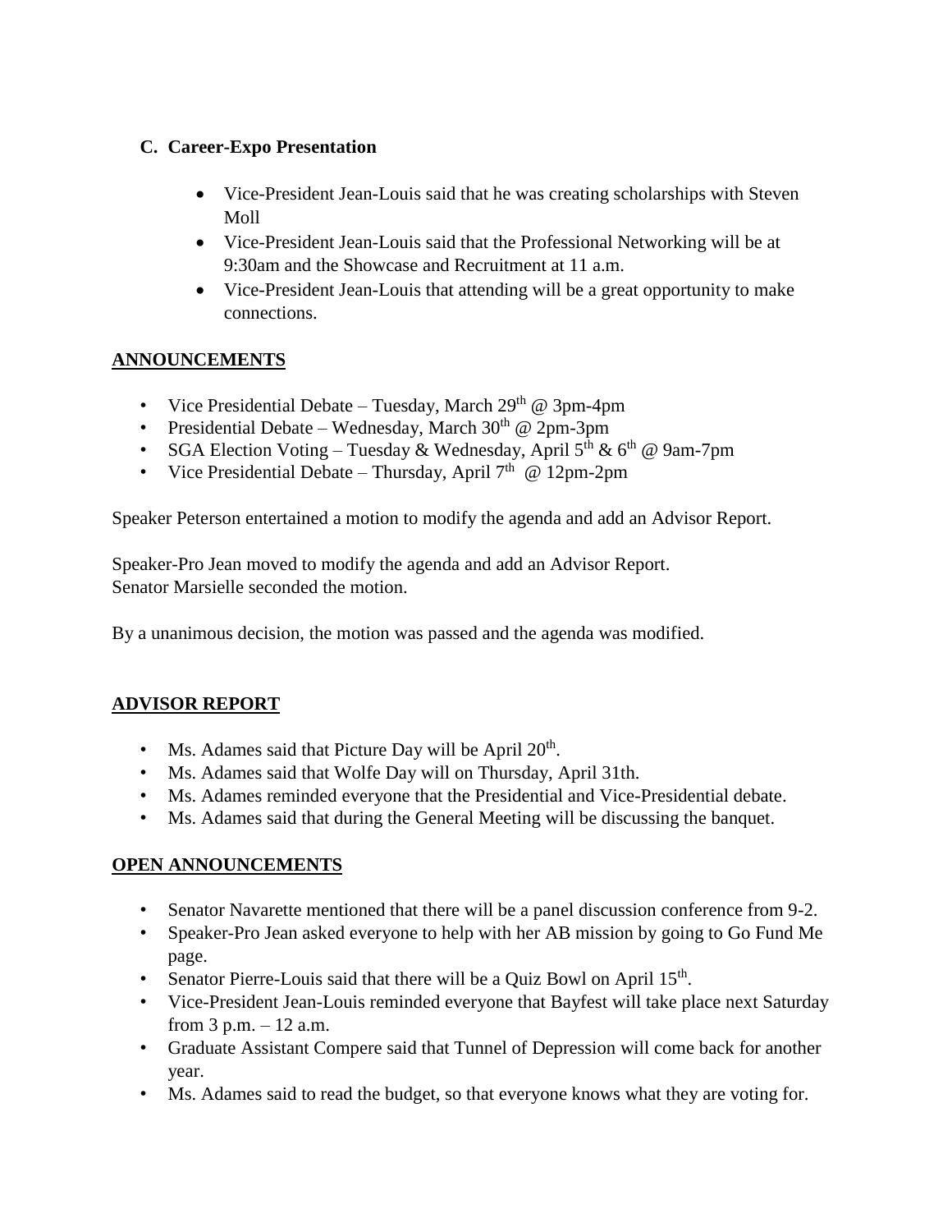### C. Career-Expo Presentation

- Vice-President Jean-Louis said that he was creating scholarships with Steven Moll
- Vice-President Jean-Louis said that the Professional Networking will be at 9:30am and the Showcase and Recruitment at 11 a.m.
- Vice-President Jean-Louis that attending will be a great opportunity to make connections.

## ANNOUNCEMENTS

- Vice Presidential Debate – Tuesday, March 29th @ 3pm-4pm
- Presidential Debate – Wednesday, March 30th @ 2pm-3pm
- SGA Election Voting – Tuesday & Wednesday, April 5th & 6th @ 9am-7pm
- Vice Presidential Debate – Thursday, April 7th @ 12pm-2pm

Speaker Peterson entertained a motion to modify the agenda and add an Advisor Report.

Speaker-Pro Jean moved to modify the agenda and add an Advisor Report.
Senator Marsielle seconded the motion.

By a unanimous decision, the motion was passed and the agenda was modified.

## ADVISOR REPORT

- Ms. Adames said that Picture Day will be April 20th.
- Ms. Adames said that Wolfe Day will on Thursday, April 31th.
- Ms. Adames reminded everyone that the Presidential and Vice-Presidential debate.
- Ms. Adames said that during the General Meeting will be discussing the banquet.

## OPEN ANNOUNCEMENTS

- Senator Navarette mentioned that there will be a panel discussion conference from 9-2.
- Speaker-Pro Jean asked everyone to help with her AB mission by going to Go Fund Me page.
- Senator Pierre-Louis said that there will be a Quiz Bowl on April 15th.
- Vice-President Jean-Louis reminded everyone that Bayfest will take place next Saturday from 3 p.m. – 12 a.m.
- Graduate Assistant Compere said that Tunnel of Depression will come back for another year.
- Ms. Adames said to read the budget, so that everyone knows what they are voting for.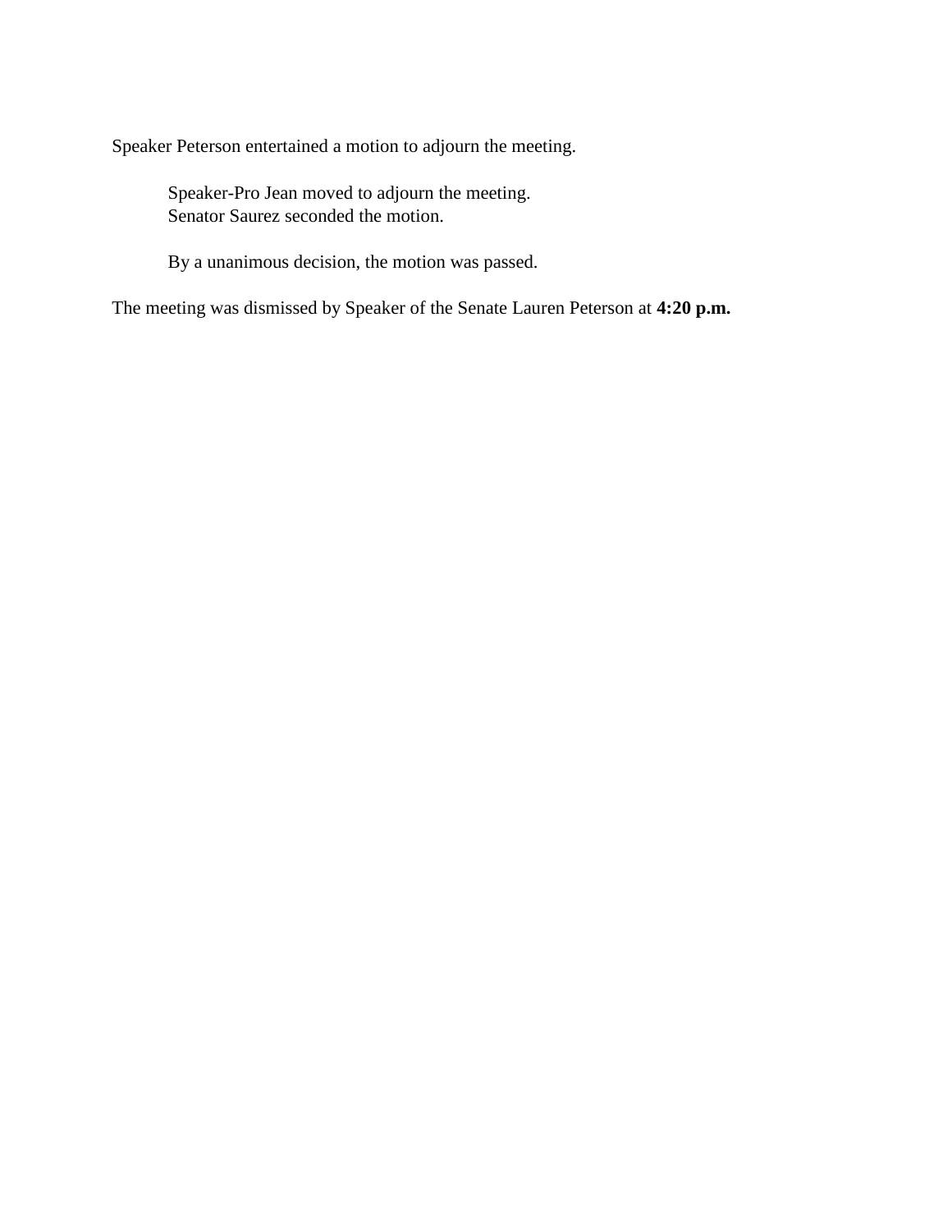Speaker Peterson entertained a motion to adjourn the meeting.

Speaker-Pro Jean moved to adjourn the meeting.
Senator Saurez seconded the motion.

By a unanimous decision, the motion was passed.

The meeting was dismissed by Speaker of the Senate Lauren Peterson at **4:20 p.m.**